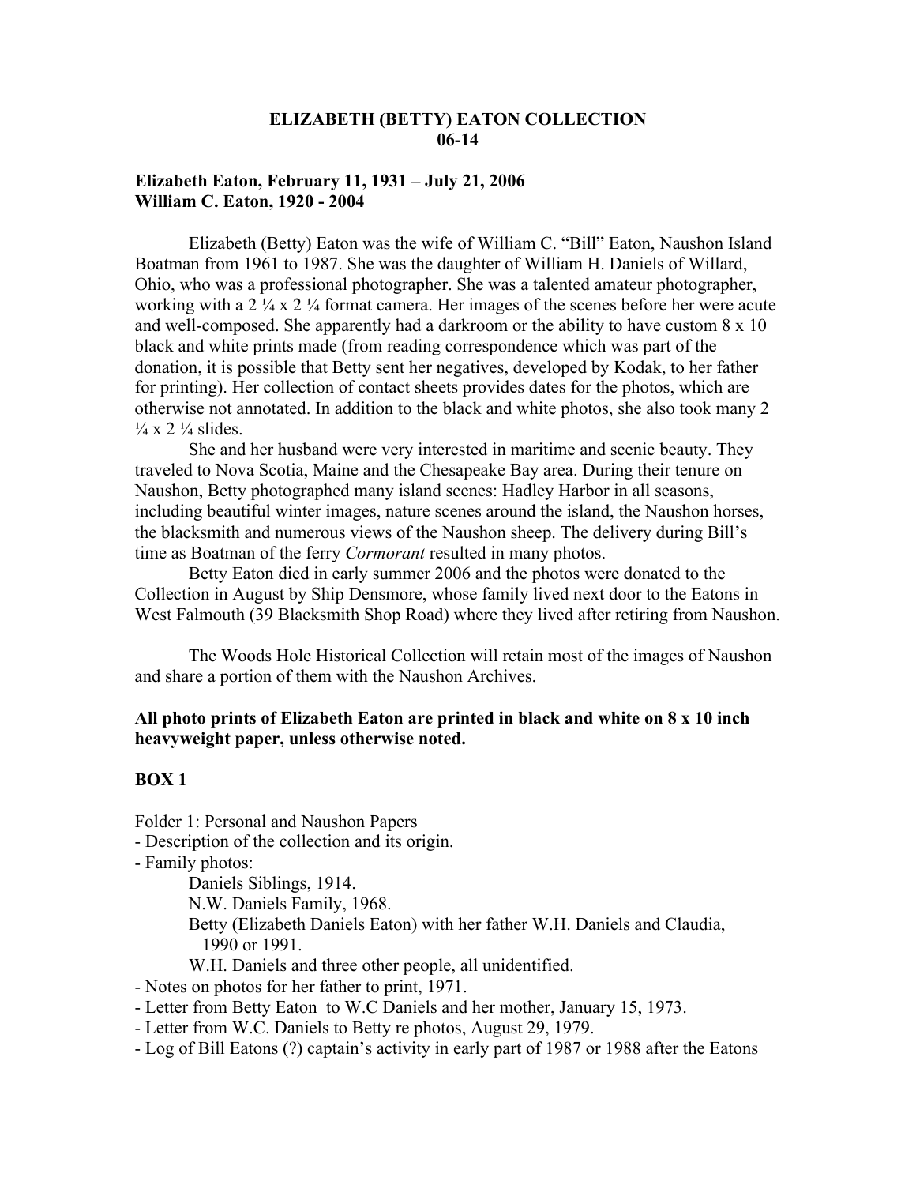# ELIZABETH (BETTY) EATON COLLECTION
# 06-14

**Elizabeth Eaton, February 11, 1931 – July 21, 2006**
**William C. Eaton, 1920 - 2004**

Elizabeth (Betty) Eaton was the wife of William C. "Bill" Eaton, Naushon Island Boatman from 1961 to 1987. She was the daughter of William H. Daniels of Willard, Ohio, who was a professional photographer. She was a talented amateur photographer, working with a 2 ¼ x 2 ¼ format camera. Her images of the scenes before her were acute and well-composed. She apparently had a darkroom or the ability to have custom 8 x 10 black and white prints made (from reading correspondence which was part of the donation, it is possible that Betty sent her negatives, developed by Kodak, to her father for printing). Her collection of contact sheets provides dates for the photos, which are otherwise not annotated. In addition to the black and white photos, she also took many 2 ¼ x 2 ¼ slides.

She and her husband were very interested in maritime and scenic beauty. They traveled to Nova Scotia, Maine and the Chesapeake Bay area. During their tenure on Naushon, Betty photographed many island scenes: Hadley Harbor in all seasons, including beautiful winter images, nature scenes around the island, the Naushon horses, the blacksmith and numerous views of the Naushon sheep. The delivery during Bill's time as Boatman of the ferry *Cormorant* resulted in many photos.

Betty Eaton died in early summer 2006 and the photos were donated to the Collection in August by Ship Densmore, whose family lived next door to the Eatons in West Falmouth (39 Blacksmith Shop Road) where they lived after retiring from Naushon.

The Woods Hole Historical Collection will retain most of the images of Naushon and share a portion of them with the Naushon Archives.

**All photo prints of Elizabeth Eaton are printed in black and white on 8 x 10 inch heavyweight paper, unless otherwise noted.**

## BOX 1

Folder 1: Personal and Naushon Papers

- Description of the collection and its origin.
- Family photos:
  - Daniels Siblings, 1914.
  - N.W. Daniels Family, 1968.
  - Betty (Elizabeth Daniels Eaton) with her father W.H. Daniels and Claudia, 1990 or 1991.
  - W.H. Daniels and three other people, all unidentified.
- Notes on photos for her father to print, 1971.
- Letter from Betty Eaton to W.C Daniels and her mother, January 15, 1973.
- Letter from W.C. Daniels to Betty re photos, August 29, 1979.
- Log of Bill Eatons (?) captain's activity in early part of 1987 or 1988 after the Eatons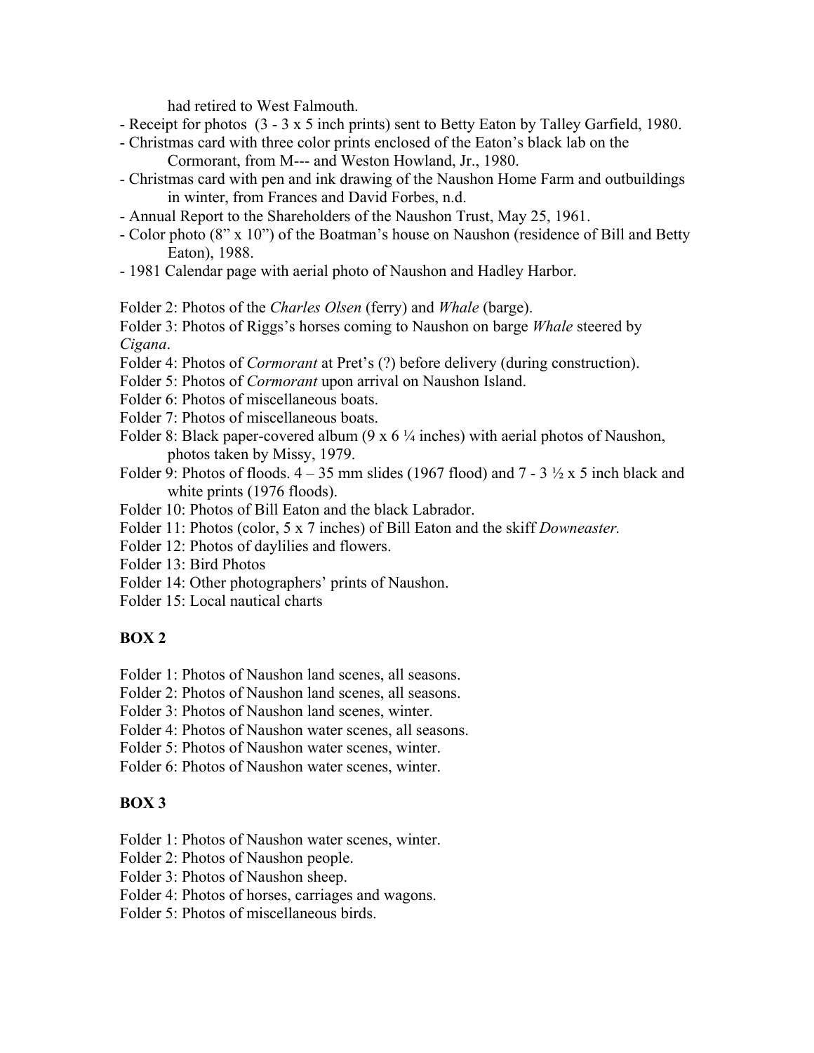had retired to West Falmouth.

- Receipt for photos (3 - 3 x 5 inch prints) sent to Betty Eaton by Talley Garfield, 1980.
- Christmas card with three color prints enclosed of the Eaton's black lab on the Cormorant, from M--- and Weston Howland, Jr., 1980.
- Christmas card with pen and ink drawing of the Naushon Home Farm and outbuildings in winter, from Frances and David Forbes, n.d.
- Annual Report to the Shareholders of the Naushon Trust, May 25, 1961.
- Color photo (8" x 10") of the Boatman's house on Naushon (residence of Bill and Betty Eaton), 1988.
- 1981 Calendar page with aerial photo of Naushon and Hadley Harbor.

Folder 2: Photos of the *Charles Olsen* (ferry) and *Whale* (barge).
Folder 3: Photos of Riggs's horses coming to Naushon on barge *Whale* steered by *Cigana*.
Folder 4: Photos of *Cormorant* at Pret's (?) before delivery (during construction).
Folder 5: Photos of *Cormorant* upon arrival on Naushon Island.
Folder 6: Photos of miscellaneous boats.
Folder 7: Photos of miscellaneous boats.
Folder 8: Black paper-covered album (9 x 6 ¼ inches) with aerial photos of Naushon, photos taken by Missy, 1979.
Folder 9: Photos of floods. 4 – 35 mm slides (1967 flood) and 7 - 3 ½ x 5 inch black and white prints (1976 floods).
Folder 10: Photos of Bill Eaton and the black Labrador.
Folder 11: Photos (color, 5 x 7 inches) of Bill Eaton and the skiff *Downeaster.*
Folder 12: Photos of daylilies and flowers.
Folder 13: Bird Photos
Folder 14: Other photographers' prints of Naushon.
Folder 15: Local nautical charts

**BOX 2**

Folder 1: Photos of Naushon land scenes, all seasons.
Folder 2: Photos of Naushon land scenes, all seasons.
Folder 3: Photos of Naushon land scenes, winter.
Folder 4: Photos of Naushon water scenes, all seasons.
Folder 5: Photos of Naushon water scenes, winter.
Folder 6: Photos of Naushon water scenes, winter.

**BOX 3**

Folder 1: Photos of Naushon water scenes, winter.
Folder 2: Photos of Naushon people.
Folder 3: Photos of Naushon sheep.
Folder 4: Photos of horses, carriages and wagons.
Folder 5: Photos of miscellaneous birds.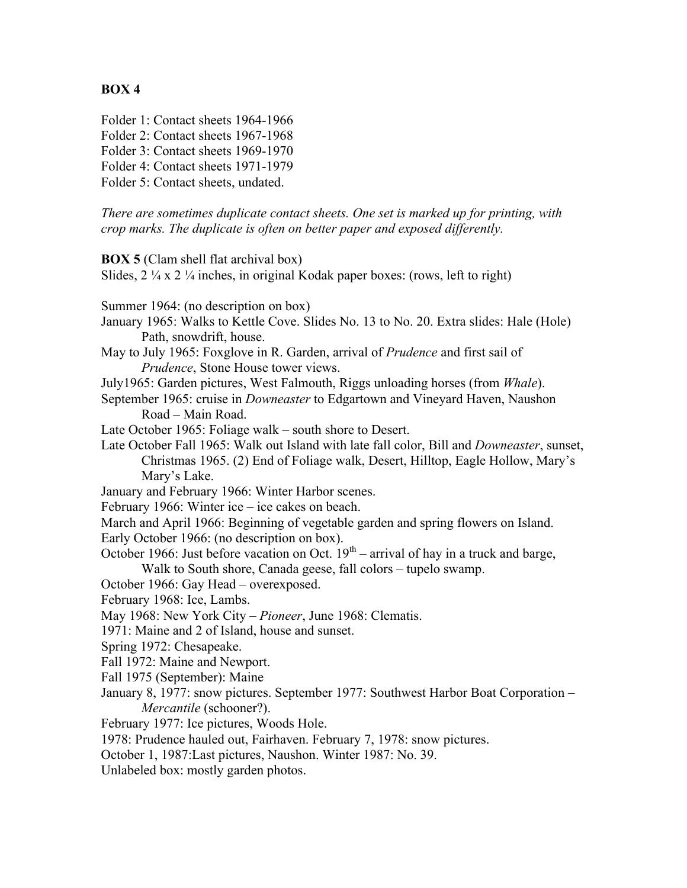**BOX 4**

Folder 1: Contact sheets 1964-1966
Folder 2: Contact sheets 1967-1968
Folder 3: Contact sheets 1969-1970
Folder 4: Contact sheets 1971-1979
Folder 5: Contact sheets, undated.

*There are sometimes duplicate contact sheets. One set is marked up for printing, with crop marks. The duplicate is often on better paper and exposed differently.*

**BOX 5** (Clam shell flat archival box)
Slides, 2 ¼ x 2 ¼ inches, in original Kodak paper boxes: (rows, left to right)

Summer 1964: (no description on box)
January 1965: Walks to Kettle Cove. Slides No. 13 to No. 20. Extra slides: Hale (Hole) Path, snowdrift, house.
May to July 1965: Foxglove in R. Garden, arrival of *Prudence* and first sail of *Prudence*, Stone House tower views.
July1965: Garden pictures, West Falmouth, Riggs unloading horses (from *Whale*).
September 1965: cruise in *Downeaster* to Edgartown and Vineyard Haven, Naushon Road – Main Road.
Late October 1965: Foliage walk – south shore to Desert.
Late October Fall 1965: Walk out Island with late fall color, Bill and *Downeaster*, sunset, Christmas 1965. (2) End of Foliage walk, Desert, Hilltop, Eagle Hollow, Mary's Mary's Lake.
January and February 1966: Winter Harbor scenes.
February 1966: Winter ice – ice cakes on beach.
March and April 1966: Beginning of vegetable garden and spring flowers on Island.
Early October 1966: (no description on box).
October 1966: Just before vacation on Oct. 19th – arrival of hay in a truck and barge, Walk to South shore, Canada geese, fall colors – tupelo swamp.
October 1966: Gay Head – overexposed.
February 1968: Ice, Lambs.
May 1968: New York City – *Pioneer*, June 1968: Clematis.
1971: Maine and 2 of Island, house and sunset.
Spring 1972: Chesapeake.
Fall 1972: Maine and Newport.
Fall 1975 (September): Maine
January 8, 1977: snow pictures. September 1977: Southwest Harbor Boat Corporation – *Mercantile* (schooner?).
February 1977: Ice pictures, Woods Hole.
1978: Prudence hauled out, Fairhaven. February 7, 1978: snow pictures.
October 1, 1987:Last pictures, Naushon. Winter 1987: No. 39.
Unlabeled box: mostly garden photos.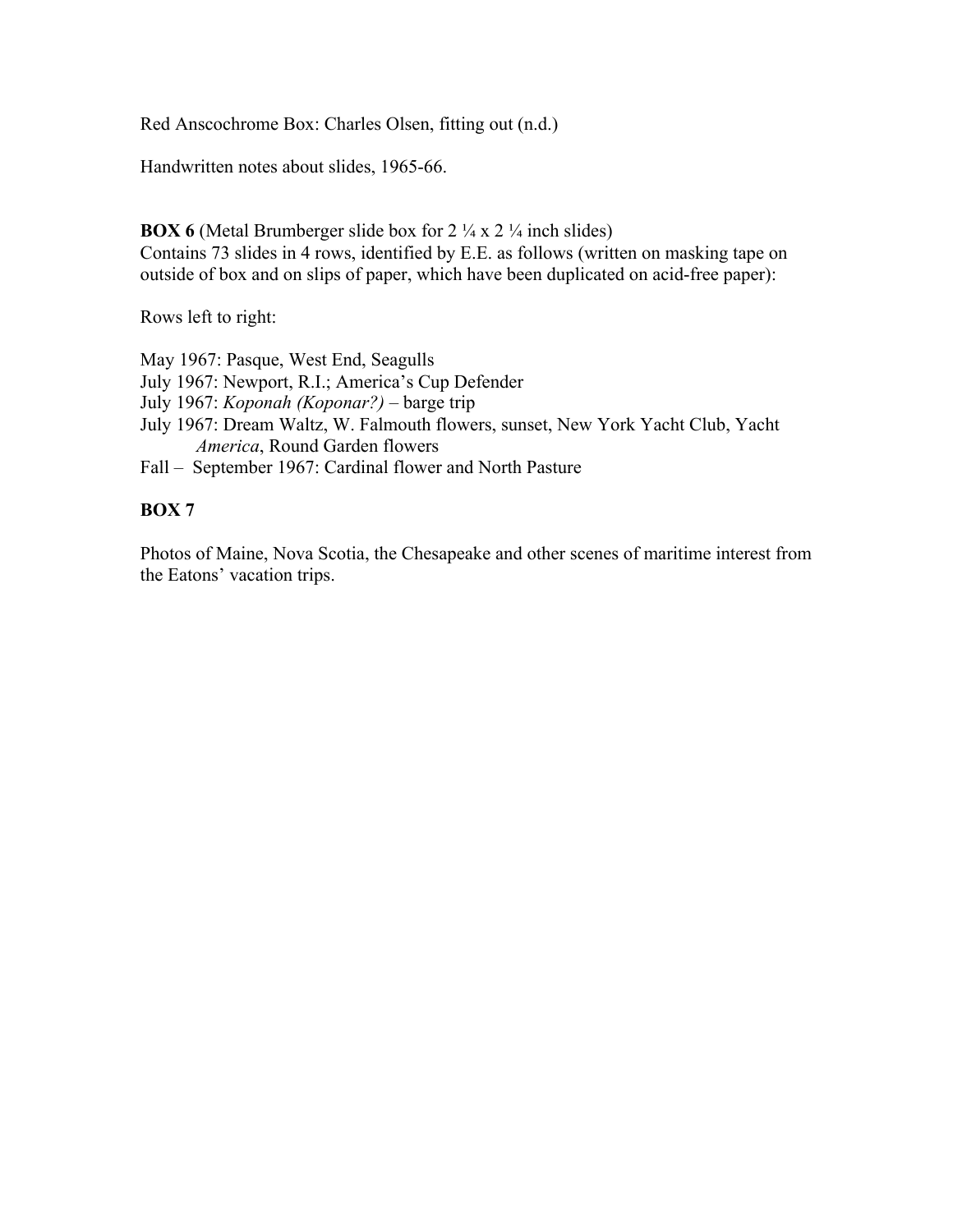Red Anscochrome Box: Charles Olsen, fitting out (n.d.)

Handwritten notes about slides, 1965-66.

**BOX 6** (Metal Brumberger slide box for 2 ¼ x 2 ¼ inch slides)
Contains 73 slides in 4 rows, identified by E.E. as follows (written on masking tape on outside of box and on slips of paper, which have been duplicated on acid-free paper):

Rows left to right:

May 1967: Pasque, West End, Seagulls
July 1967: Newport, R.I.; America's Cup Defender
July 1967: *Koponah (Koponar?)* – barge trip
July 1967: Dream Waltz, W. Falmouth flowers, sunset, New York Yacht Club, Yacht *America*, Round Garden flowers
Fall – September 1967: Cardinal flower and North Pasture

**BOX 7**

Photos of Maine, Nova Scotia, the Chesapeake and other scenes of maritime interest from the Eatons' vacation trips.